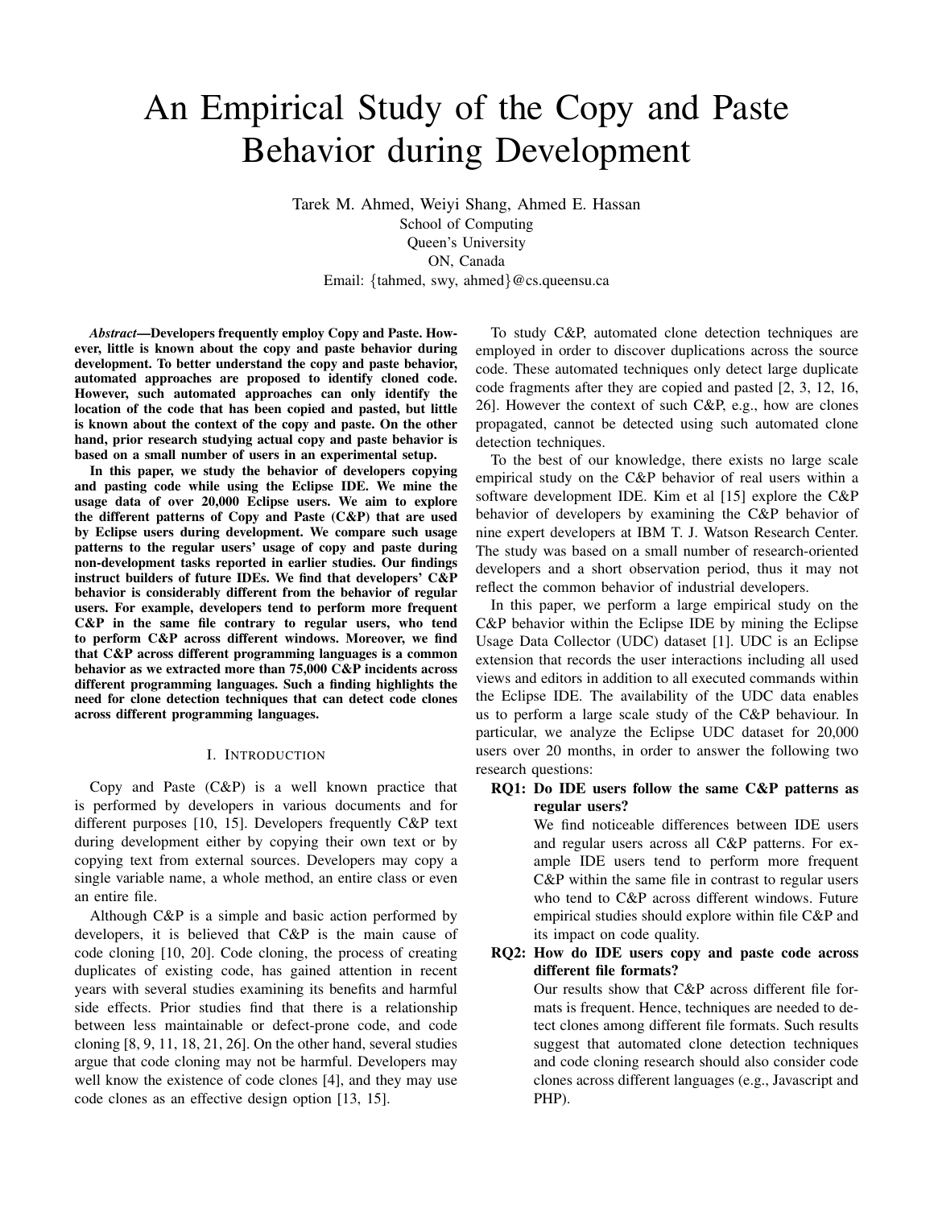# An Empirical Study of the Copy and Paste Behavior during Development

Tarek M. Ahmed, Weiyi Shang, Ahmed E. Hassan
School of Computing
Queen's University
ON, Canada
Email: {tahmed, swy, ahmed}@cs.queensu.ca

***Abstract*—Developers frequently employ Copy and Paste. However, little is known about the copy and paste behavior during development. To better understand the copy and paste behavior, automated approaches are proposed to identify cloned code. However, such automated approaches can only identify the location of the code that has been copied and pasted, but little is known about the context of the copy and paste. On the other hand, prior research studying actual copy and paste behavior is based on a small number of users in an experimental setup.**

**In this paper, we study the behavior of developers copying and pasting code while using the Eclipse IDE. We mine the usage data of over 20,000 Eclipse users. We aim to explore the different patterns of Copy and Paste (C&P) that are used by Eclipse users during development. We compare such usage patterns to the regular users' usage of copy and paste during non-development tasks reported in earlier studies. Our findings instruct builders of future IDEs. We find that developers' C&P behavior is considerably different from the behavior of regular users. For example, developers tend to perform more frequent C&P in the same file contrary to regular users, who tend to perform C&P across different windows. Moreover, we find that C&P across different programming languages is a common behavior as we extracted more than 75,000 C&P incidents across different programming languages. Such a finding highlights the need for clone detection techniques that can detect code clones across different programming languages.**

## I. Introduction

Copy and Paste (C&P) is a well known practice that is performed by developers in various documents and for different purposes [10, 15]. Developers frequently C&P text during development either by copying their own text or by copying text from external sources. Developers may copy a single variable name, a whole method, an entire class or even an entire file.

Although C&P is a simple and basic action performed by developers, it is believed that C&P is the main cause of code cloning [10, 20]. Code cloning, the process of creating duplicates of existing code, has gained attention in recent years with several studies examining its benefits and harmful side effects. Prior studies find that there is a relationship between less maintainable or defect-prone code, and code cloning [8, 9, 11, 18, 21, 26]. On the other hand, several studies argue that code cloning may not be harmful. Developers may well know the existence of code clones [4], and they may use code clones as an effective design option [13, 15].

To study C&P, automated clone detection techniques are employed in order to discover duplications across the source code. These automated techniques only detect large duplicate code fragments after they are copied and pasted [2, 3, 12, 16, 26]. However the context of such C&P, e.g., how are clones propagated, cannot be detected using such automated clone detection techniques.

To the best of our knowledge, there exists no large scale empirical study on the C&P behavior of real users within a software development IDE. Kim et al [15] explore the C&P behavior of developers by examining the C&P behavior of nine expert developers at IBM T. J. Watson Research Center. The study was based on a small number of research-oriented developers and a short observation period, thus it may not reflect the common behavior of industrial developers.

In this paper, we perform a large empirical study on the C&P behavior within the Eclipse IDE by mining the Eclipse Usage Data Collector (UDC) dataset [1]. UDC is an Eclipse extension that records the user interactions including all used views and editors in addition to all executed commands within the Eclipse IDE. The availability of the UDC data enables us to perform a large scale study of the C&P behaviour. In particular, we analyze the Eclipse UDC dataset for 20,000 users over 20 months, in order to answer the following two research questions:

**RQ1: Do IDE users follow the same C&P patterns as regular users?**
We find noticeable differences between IDE users and regular users across all C&P patterns. For example IDE users tend to perform more frequent C&P within the same file in contrast to regular users who tend to C&P across different windows. Future empirical studies should explore within file C&P and its impact on code quality.

**RQ2: How do IDE users copy and paste code across different file formats?**
Our results show that C&P across different file formats is frequent. Hence, techniques are needed to detect clones among different file formats. Such results suggest that automated clone detection techniques and code cloning research should also consider code clones across different languages (e.g., Javascript and PHP).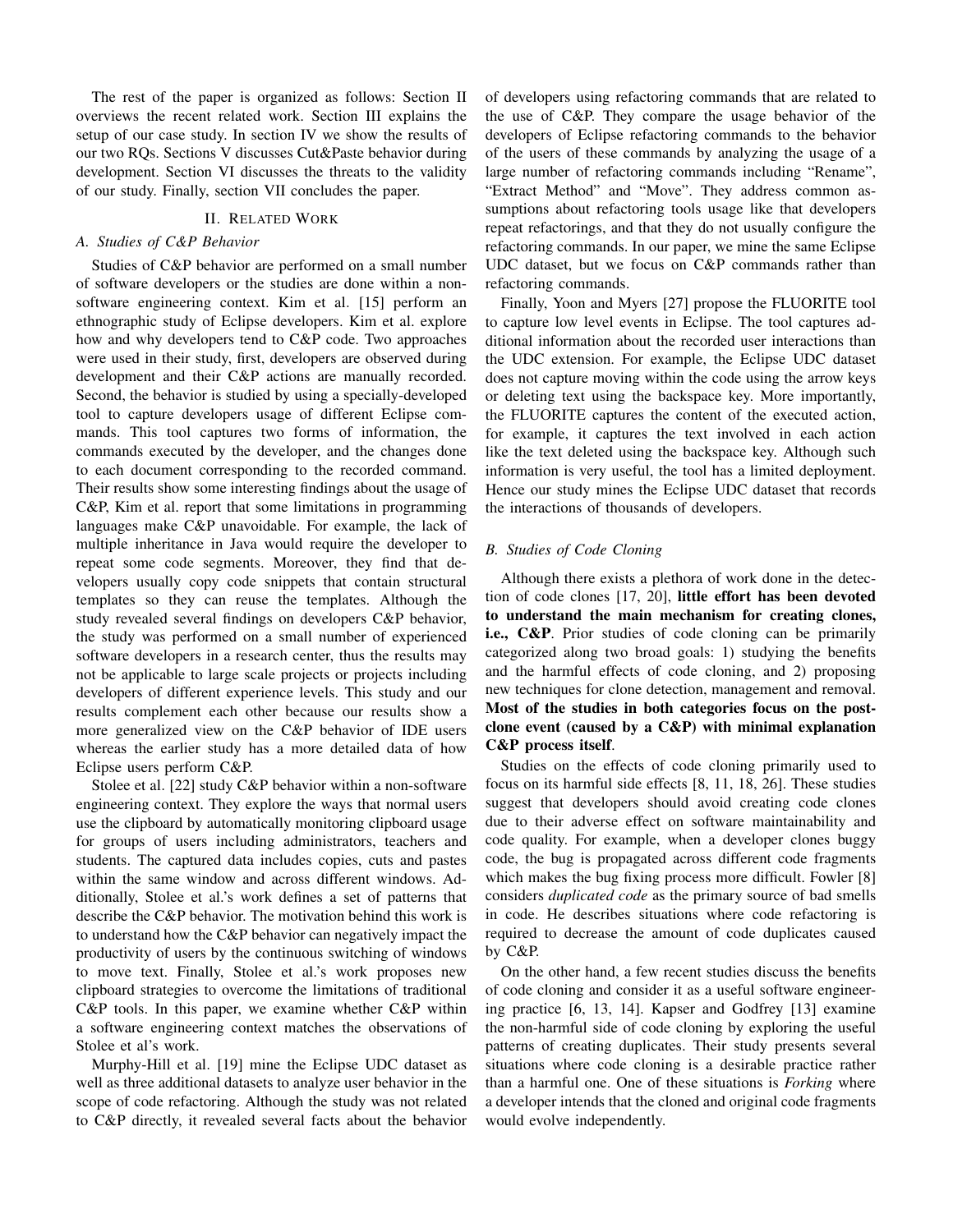The rest of the paper is organized as follows: Section II overviews the recent related work. Section III explains the setup of our case study. In section IV we show the results of our two RQs. Sections V discusses Cut&Paste behavior during development. Section VI discusses the threats to the validity of our study. Finally, section VII concludes the paper.

## II. Related Work

### A. Studies of C&P Behavior

Studies of C&P behavior are performed on a small number of software developers or the studies are done within a non-software engineering context. Kim et al. [15] perform an ethnographic study of Eclipse developers. Kim et al. explore how and why developers tend to C&P code. Two approaches were used in their study, first, developers are observed during development and their C&P actions are manually recorded. Second, the behavior is studied by using a specially-developed tool to capture developers usage of different Eclipse commands. This tool captures two forms of information, the commands executed by the developer, and the changes done to each document corresponding to the recorded command. Their results show some interesting findings about the usage of C&P, Kim et al. report that some limitations in programming languages make C&P unavoidable. For example, the lack of multiple inheritance in Java would require the developer to repeat some code segments. Moreover, they find that developers usually copy code snippets that contain structural templates so they can reuse the templates. Although the study revealed several findings on developers C&P behavior, the study was performed on a small number of experienced software developers in a research center, thus the results may not be applicable to large scale projects or projects including developers of different experience levels. This study and our results complement each other because our results show a more generalized view on the C&P behavior of IDE users whereas the earlier study has a more detailed data of how Eclipse users perform C&P.

Stolee et al. [22] study C&P behavior within a non-software engineering context. They explore the ways that normal users use the clipboard by automatically monitoring clipboard usage for groups of users including administrators, teachers and students. The captured data includes copies, cuts and pastes within the same window and across different windows. Additionally, Stolee et al.'s work defines a set of patterns that describe the C&P behavior. The motivation behind this work is to understand how the C&P behavior can negatively impact the productivity of users by the continuous switching of windows to move text. Finally, Stolee et al.'s work proposes new clipboard strategies to overcome the limitations of traditional C&P tools. In this paper, we examine whether C&P within a software engineering context matches the observations of Stolee et al's work.

Murphy-Hill et al. [19] mine the Eclipse UDC dataset as well as three additional datasets to analyze user behavior in the scope of code refactoring. Although the study was not related to C&P directly, it revealed several facts about the behavior of developers using refactoring commands that are related to the use of C&P. They compare the usage behavior of the developers of Eclipse refactoring commands to the behavior of the users of these commands by analyzing the usage of a large number of refactoring commands including "Rename", "Extract Method" and "Move". They address common assumptions about refactoring tools usage like that developers repeat refactorings, and that they do not usually configure the refactoring commands. In our paper, we mine the same Eclipse UDC dataset, but we focus on C&P commands rather than refactoring commands.

Finally, Yoon and Myers [27] propose the FLUORITE tool to capture low level events in Eclipse. The tool captures additional information about the recorded user interactions than the UDC extension. For example, the Eclipse UDC dataset does not capture moving within the code using the arrow keys or deleting text using the backspace key. More importantly, the FLUORITE captures the content of the executed action, for example, it captures the text involved in each action like the text deleted using the backspace key. Although such information is very useful, the tool has a limited deployment. Hence our study mines the Eclipse UDC dataset that records the interactions of thousands of developers.

### B. Studies of Code Cloning

Although there exists a plethora of work done in the detection of code clones [17, 20], **little effort has been devoted to understand the main mechanism for creating clones, i.e., C&P**. Prior studies of code cloning can be primarily categorized along two broad goals: 1) studying the benefits and the harmful effects of code cloning, and 2) proposing new techniques for clone detection, management and removal. **Most of the studies in both categories focus on the post-clone event (caused by a C&P) with minimal explanation C&P process itself**.

Studies on the effects of code cloning primarily used to focus on its harmful side effects [8, 11, 18, 26]. These studies suggest that developers should avoid creating code clones due to their adverse effect on software maintainability and code quality. For example, when a developer clones buggy code, the bug is propagated across different code fragments which makes the bug fixing process more difficult. Fowler [8] considers *duplicated code* as the primary source of bad smells in code. He describes situations where code refactoring is required to decrease the amount of code duplicates caused by C&P.

On the other hand, a few recent studies discuss the benefits of code cloning and consider it as a useful software engineering practice [6, 13, 14]. Kapser and Godfrey [13] examine the non-harmful side of code cloning by exploring the useful patterns of creating duplicates. Their study presents several situations where code cloning is a desirable practice rather than a harmful one. One of these situations is *Forking* where a developer intends that the cloned and original code fragments would evolve independently.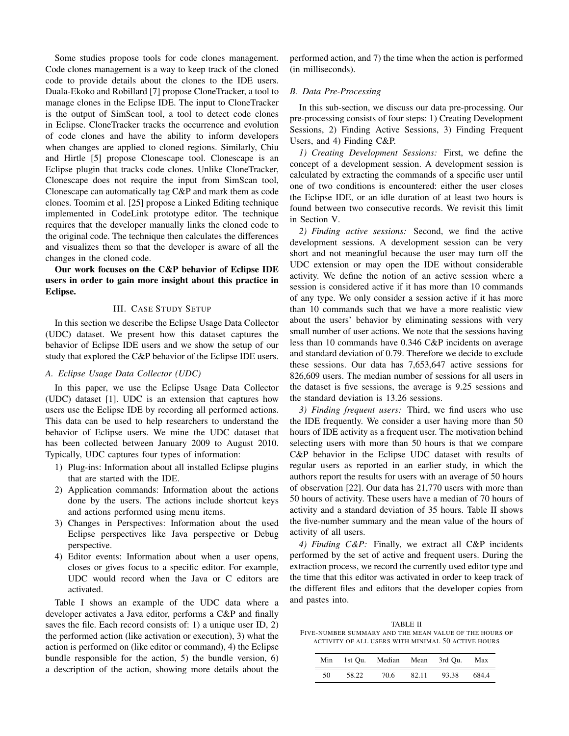Some studies propose tools for code clones management. Code clones management is a way to keep track of the cloned code to provide details about the clones to the IDE users. Duala-Ekoko and Robillard [7] propose CloneTracker, a tool to manage clones in the Eclipse IDE. The input to CloneTracker is the output of SimScan tool, a tool to detect code clones in Eclipse. CloneTracker tracks the occurrence and evolution of code clones and have the ability to inform developers when changes are applied to cloned regions. Similarly, Chiu and Hirtle [5] propose Clonescape tool. Clonescape is an Eclipse plugin that tracks code clones. Unlike CloneTracker, Clonescape does not require the input from SimScan tool, Clonescape can automatically tag C&P and mark them as code clones. Toomim et al. [25] propose a Linked Editing technique implemented in CodeLink prototype editor. The technique requires that the developer manually links the cloned code to the original code. The technique then calculates the differences and visualizes them so that the developer is aware of all the changes in the cloned code.

**Our work focuses on the C&P behavior of Eclipse IDE users in order to gain more insight about this practice in Eclipse.**

## III. Case Study Setup

In this section we describe the Eclipse Usage Data Collector (UDC) dataset. We present how this dataset captures the behavior of Eclipse IDE users and we show the setup of our study that explored the C&P behavior of the Eclipse IDE users.

### A. Eclipse Usage Data Collector (UDC)

In this paper, we use the Eclipse Usage Data Collector (UDC) dataset [1]. UDC is an extension that captures how users use the Eclipse IDE by recording all performed actions. This data can be used to help researchers to understand the behavior of Eclipse users. We mine the UDC dataset that has been collected between January 2009 to August 2010. Typically, UDC captures four types of information:

1) Plug-ins: Information about all installed Eclipse plugins that are started with the IDE.
2) Application commands: Information about the actions done by the users. The actions include shortcut keys and actions performed using menu items.
3) Changes in Perspectives: Information about the used Eclipse perspectives like Java perspective or Debug perspective.
4) Editor events: Information about when a user opens, closes or gives focus to a specific editor. For example, UDC would record when the Java or C editors are activated.

Table I shows an example of the UDC data where a developer activates a Java editor, performs a C&P and finally saves the file. Each record consists of: 1) a unique user ID, 2) the performed action (like activation or execution), 3) what the action is performed on (like editor or command), 4) the Eclipse bundle responsible for the action, 5) the bundle version, 6) a description of the action, showing more details about the performed action, and 7) the time when the action is performed (in milliseconds).

### B. Data Pre-Processing

In this sub-section, we discuss our data pre-processing. Our pre-processing consists of four steps: 1) Creating Development Sessions, 2) Finding Active Sessions, 3) Finding Frequent Users, and 4) Finding C&P.

*1) Creating Development Sessions:* First, we define the concept of a development session. A development session is calculated by extracting the commands of a specific user until one of two conditions is encountered: either the user closes the Eclipse IDE, or an idle duration of at least two hours is found between two consecutive records. We revisit this limit in Section V.

*2) Finding active sessions:* Second, we find the active development sessions. A development session can be very short and not meaningful because the user may turn off the UDC extension or may open the IDE without considerable activity. We define the notion of an active session where a session is considered active if it has more than 10 commands of any type. We only consider a session active if it has more than 10 commands such that we have a more realistic view about the users' behavior by eliminating sessions with very small number of user actions. We note that the sessions having less than 10 commands have 0.346 C&P incidents on average and standard deviation of 0.79. Therefore we decide to exclude these sessions. Our data has 7,653,647 active sessions for 826,609 users. The median number of sessions for all users in the dataset is five sessions, the average is 9.25 sessions and the standard deviation is 13.26 sessions.

*3) Finding frequent users:* Third, we find users who use the IDE frequently. We consider a user having more than 50 hours of IDE activity as a frequent user. The motivation behind selecting users with more than 50 hours is that we compare C&P behavior in the Eclipse UDC dataset with results of regular users as reported in an earlier study, in which the authors report the results for users with an average of 50 hours of observation [22]. Our data has 21,770 users with more than 50 hours of activity. These users have a median of 70 hours of activity and a standard deviation of 35 hours. Table II shows the five-number summary and the mean value of the hours of activity of all users.

*4) Finding C&P:* Finally, we extract all C&P incidents performed by the set of active and frequent users. During the extraction process, we record the currently used editor type and the time that this editor was activated in order to keep track of the different files and editors that the developer copies from and pastes into.

TABLE II
FIVE-NUMBER SUMMARY AND THE MEAN VALUE OF THE HOURS OF ACTIVITY OF ALL USERS WITH MINIMAL 50 ACTIVE HOURS

| Min | 1st Qu. | Median | Mean | 3rd Qu. | Max |
|---|---|---|---|---|---|
| 50 | 58.22 | 70.6 | 82.11 | 93.38 | 684.4 |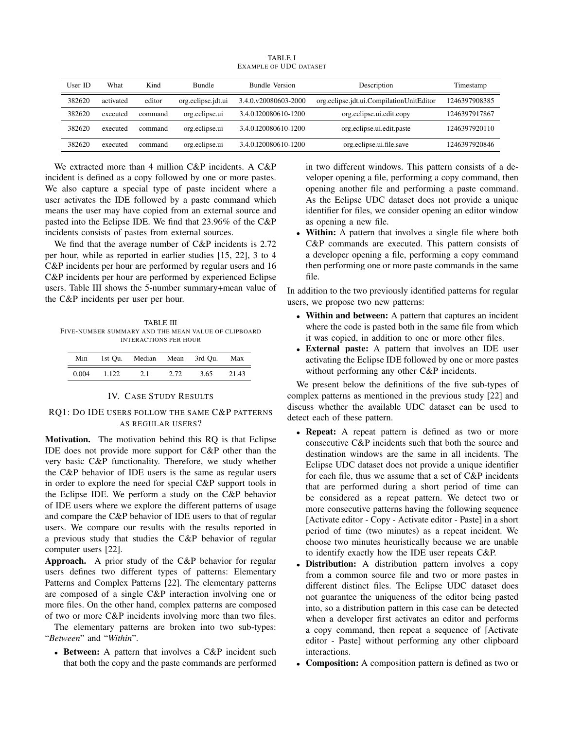TABLE I
EXAMPLE OF UDC DATASET

| User ID | What | Kind | Bundle | Bundle Version | Description | Timestamp |
|---|---|---|---|---|---|---|
| 382620 | activated | editor | org.eclipse.jdt.ui | 3.4.0.v20080603-2000 | org.eclipse.jdt.ui.CompilationUnitEditor | 1246397908385 |
| 382620 | executed | command | org.eclipse.ui | 3.4.0.I20080610-1200 | org.eclipse.ui.edit.copy | 1246397917867 |
| 382620 | executed | command | org.eclipse.ui | 3.4.0.I20080610-1200 | org.eclipse.ui.edit.paste | 1246397920110 |
| 382620 | executed | command | org.eclipse.ui | 3.4.0.I20080610-1200 | org.eclipse.ui.file.save | 1246397920846 |

We extracted more than 4 million C&P incidents. A C&P incident is defined as a copy followed by one or more pastes. We also capture a special type of paste incident where a user activates the IDE followed by a paste command which means the user may have copied from an external source and pasted into the Eclipse IDE. We find that 23.96% of the C&P incidents consists of pastes from external sources.

We find that the average number of C&P incidents is 2.72 per hour, while as reported in earlier studies [15, 22], 3 to 4 C&P incidents per hour are performed by regular users and 16 C&P incidents per hour are performed by experienced Eclipse users. Table III shows the 5-number summary+mean value of the C&P incidents per user per hour.

TABLE III
FIVE-NUMBER SUMMARY AND THE MEAN VALUE OF CLIPBOARD INTERACTIONS PER HOUR

| Min | 1st Qu. | Median | Mean | 3rd Qu. | Max |
|---|---|---|---|---|---|
| 0.004 | 1.122 | 2.1 | 2.72 | 3.65 | 21.43 |

## IV. CASE STUDY RESULTS

### RQ1: DO IDE USERS FOLLOW THE SAME C&P PATTERNS AS REGULAR USERS?

**Motivation.** The motivation behind this RQ is that Eclipse IDE does not provide more support for C&P other than the very basic C&P functionality. Therefore, we study whether the C&P behavior of IDE users is the same as regular users in order to explore the need for special C&P support tools in the Eclipse IDE. We perform a study on the C&P behavior of IDE users where we explore the different patterns of usage and compare the C&P behavior of IDE users to that of regular users. We compare our results with the results reported in a previous study that studies the C&P behavior of regular computer users [22].

**Approach.** A prior study of the C&P behavior for regular users defines two different types of patterns: Elementary Patterns and Complex Patterns [22]. The elementary patterns are composed of a single C&P interaction involving one or more files. On the other hand, complex patterns are composed of two or more C&P incidents involving more than two files.

The elementary patterns are broken into two sub-types: "*Between*" and "*Within*".

- **Between:** A pattern that involves a C&P incident such that both the copy and the paste commands are performed in two different windows. This pattern consists of a developer opening a file, performing a copy command, then opening another file and performing a paste command. As the Eclipse UDC dataset does not provide a unique identifier for files, we consider opening an editor window as opening a new file.
- **Within:** A pattern that involves a single file where both C&P commands are executed. This pattern consists of a developer opening a file, performing a copy command then performing one or more paste commands in the same file.

In addition to the two previously identified patterns for regular users, we propose two new patterns:

- **Within and between:** A pattern that captures an incident where the code is pasted both in the same file from which it was copied, in addition to one or more other files.
- **External paste:** A pattern that involves an IDE user activating the Eclipse IDE followed by one or more pastes without performing any other C&P incidents.

We present below the definitions of the five sub-types of complex patterns as mentioned in the previous study [22] and discuss whether the available UDC dataset can be used to detect each of these pattern.

- **Repeat:** A repeat pattern is defined as two or more consecutive C&P incidents such that both the source and destination windows are the same in all incidents. The Eclipse UDC dataset does not provide a unique identifier for each file, thus we assume that a set of C&P incidents that are performed during a short period of time can be considered as a repeat pattern. We detect two or more consecutive patterns having the following sequence [Activate editor - Copy - Activate editor - Paste] in a short period of time (two minutes) as a repeat incident. We choose two minutes heuristically because we are unable to identify exactly how the IDE user repeats C&P.
- **Distribution:** A distribution pattern involves a copy from a common source file and two or more pastes in different distinct files. The Eclipse UDC dataset does not guarantee the uniqueness of the editor being pasted into, so a distribution pattern in this case can be detected when a developer first activates an editor and performs a copy command, then repeat a sequence of [Activate editor - Paste] without performing any other clipboard interactions.
- **Composition:** A composition pattern is defined as two or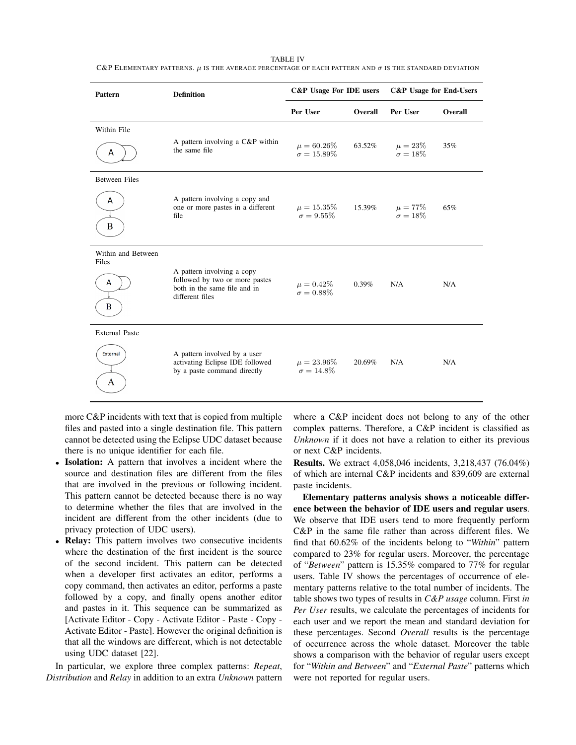TABLE IV
C&P ELEMENTARY PATTERNS. $\mu$ IS THE AVERAGE PERCENTAGE OF EACH PATTERN AND $\sigma$ IS THE STANDARD DEVIATION

| Pattern | Definition | C&P Usage For IDE users | | C&P Usage for End-Users | |
|---|---|---|---|---|---|
| | | Per User | Overall | Per User | Overall |
| Within File | A pattern involving a C&P within the same file | $\mu = 60.26\%$ $\sigma = 15.89\%$ | 63.52% | $\mu = 23\%$ $\sigma = 18\%$ | 35% |
| Between Files | A pattern involving a copy and one or more pastes in a different file | $\mu = 15.35\%$ $\sigma = 9.55\%$ | 15.39% | $\mu = 77\%$ $\sigma = 18\%$ | 65% |
| Within and Between Files | A pattern involving a copy followed by two or more pastes both in the same file and in different files | $\mu = 0.42\%$ $\sigma = 0.88\%$ | 0.39% | N/A | N/A |
| External Paste | A pattern involved by a user activating Eclipse IDE followed by a paste command directly | $\mu = 23.96\%$ $\sigma = 14.8\%$ | 20.69% | N/A | N/A |

more C&P incidents with text that is copied from multiple files and pasted into a single destination file. This pattern cannot be detected using the Eclipse UDC dataset because there is no unique identifier for each file.

- **Isolation:** A pattern that involves a incident where the source and destination files are different from the files that are involved in the previous or following incident. This pattern cannot be detected because there is no way to determine whether the files that are involved in the incident are different from the other incidents (due to privacy protection of UDC users).
- **Relay:** This pattern involves two consecutive incidents where the destination of the first incident is the source of the second incident. This pattern can be detected when a developer first activates an editor, performs a copy command, then activates an editor, performs a paste followed by a copy, and finally opens another editor and pastes in it. This sequence can be summarized as [Activate Editor - Copy - Activate Editor - Paste - Copy - Activate Editor - Paste]. However the original definition is that all the windows are different, which is not detectable using UDC dataset [22].

In particular, we explore three complex patterns: *Repeat*, *Distribution* and *Relay* in addition to an extra *Unknown* pattern where a C&P incident does not belong to any of the other complex patterns. Therefore, a C&P incident is classified as *Unknown* if it does not have a relation to either its previous or next C&P incidents.

**Results.** We extract 4,058,046 incidents, 3,218,437 (76.04%) of which are internal C&P incidents and 839,609 are external paste incidents.

**Elementary patterns analysis shows a noticeable difference between the behavior of IDE users and regular users**. We observe that IDE users tend to more frequently perform C&P in the same file rather than across different files. We find that 60.62% of the incidents belong to "*Within*" pattern compared to 23% for regular users. Moreover, the percentage of "*Between*" pattern is 15.35% compared to 77% for regular users. Table IV shows the percentages of occurrence of elementary patterns relative to the total number of incidents. The table shows two types of results in *C&P usage* column. First *in Per User* results, we calculate the percentages of incidents for each user and we report the mean and standard deviation for these percentages. Second *Overall* results is the percentage of occurrence across the whole dataset. Moreover the table shows a comparison with the behavior of regular users except for "*Within and Between*" and "*External Paste*" patterns which were not reported for regular users.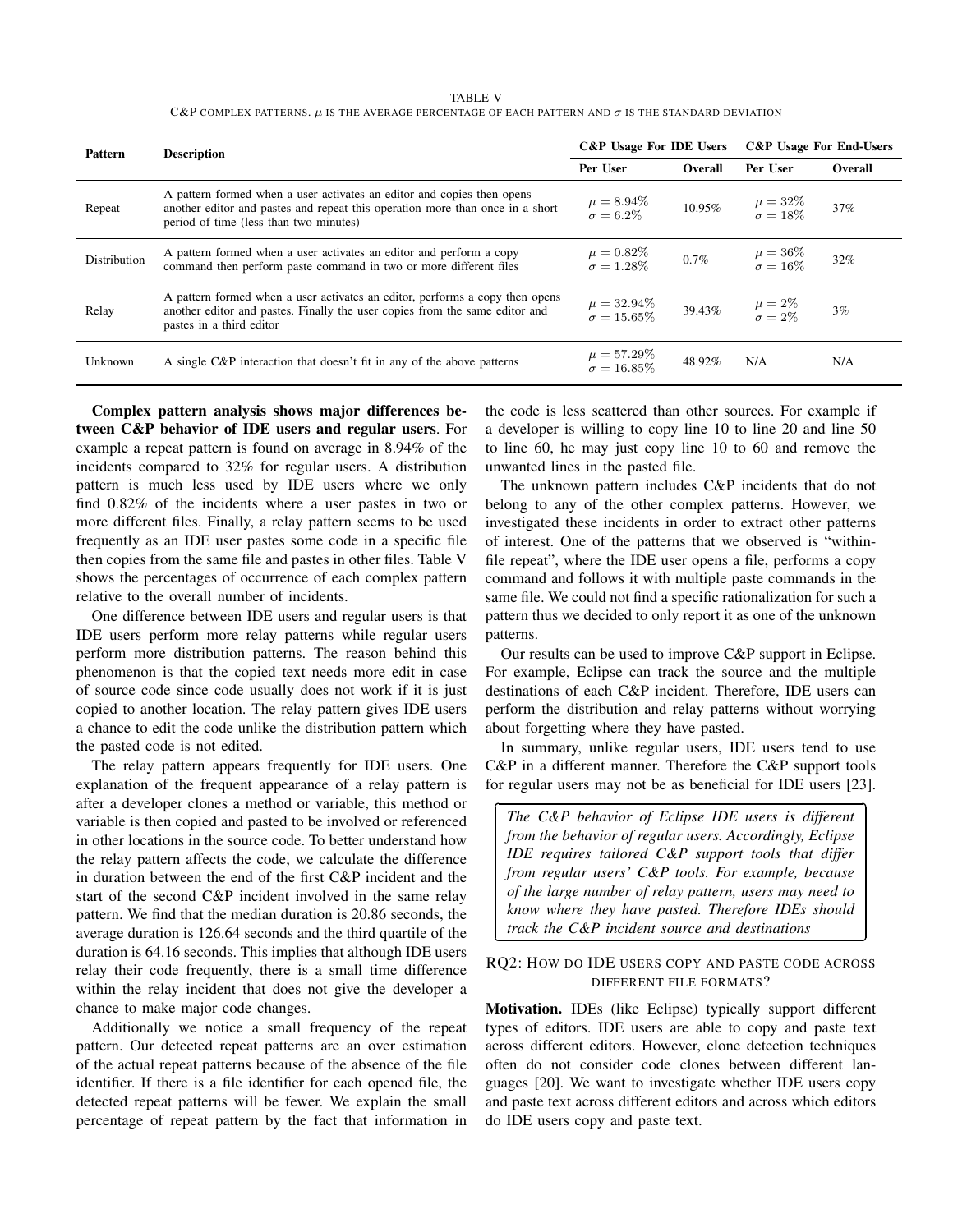TABLE V

C&P COMPLEX PATTERNS. $\mu$ IS THE AVERAGE PERCENTAGE OF EACH PATTERN AND $\sigma$ IS THE STANDARD DEVIATION

| Pattern | Description | C&P Usage For IDE Users | | C&P Usage For End-Users | |
|---|---|---|---|---|---|
| | | Per User | Overall | Per User | Overall |
| Repeat | A pattern formed when a user activates an editor and copies then opens another editor and pastes and repeat this operation more than once in a short period of time (less than two minutes) | $\mu = 8.94\%$ $\sigma = 6.2\%$ | 10.95% | $\mu = 32\%$ $\sigma = 18\%$ | 37% |
| Distribution | A pattern formed when a user activates an editor and perform a copy command then perform paste command in two or more different files | $\mu = 0.82\%$ $\sigma = 1.28\%$ | 0.7% | $\mu = 36\%$ $\sigma = 16\%$ | 32% |
| Relay | A pattern formed when a user activates an editor, performs a copy then opens another editor and pastes. Finally the user copies from the same editor and pastes in a third editor | $\mu = 32.94\%$ $\sigma = 15.65\%$ | 39.43% | $\mu = 2\%$ $\sigma = 2\%$ | 3% |
| Unknown | A single C&P interaction that doesn't fit in any of the above patterns | $\mu = 57.29\%$ $\sigma = 16.85\%$ | 48.92% | N/A | N/A |

**Complex pattern analysis shows major differences between C&P behavior of IDE users and regular users**. For example a repeat pattern is found on average in 8.94% of the incidents compared to 32% for regular users. A distribution pattern is much less used by IDE users where we only find 0.82% of the incidents where a user pastes in two or more different files. Finally, a relay pattern seems to be used frequently as an IDE user pastes some code in a specific file then copies from the same file and pastes in other files. Table V shows the percentages of occurrence of each complex pattern relative to the overall number of incidents.

One difference between IDE users and regular users is that IDE users perform more relay patterns while regular users perform more distribution patterns. The reason behind this phenomenon is that the copied text needs more edit in case of source code since code usually does not work if it is just copied to another location. The relay pattern gives IDE users a chance to edit the code unlike the distribution pattern which the pasted code is not edited.

The relay pattern appears frequently for IDE users. One explanation of the frequent appearance of a relay pattern is after a developer clones a method or variable, this method or variable is then copied and pasted to be involved or referenced in other locations in the source code. To better understand how the relay pattern affects the code, we calculate the difference in duration between the end of the first C&P incident and the start of the second C&P incident involved in the same relay pattern. We find that the median duration is 20.86 seconds, the average duration is 126.64 seconds and the third quartile of the duration is 64.16 seconds. This implies that although IDE users relay their code frequently, there is a small time difference within the relay incident that does not give the developer a chance to make major code changes.

Additionally we notice a small frequency of the repeat pattern. Our detected repeat patterns are an over estimation of the actual repeat patterns because of the absence of the file identifier. If there is a file identifier for each opened file, the detected repeat patterns will be fewer. We explain the small percentage of repeat pattern by the fact that information in the code is less scattered than other sources. For example if a developer is willing to copy line 10 to line 20 and line 50 to line 60, he may just copy line 10 to 60 and remove the unwanted lines in the pasted file.

The unknown pattern includes C&P incidents that do not belong to any of the other complex patterns. However, we investigated these incidents in order to extract other patterns of interest. One of the patterns that we observed is "within-file repeat", where the IDE user opens a file, performs a copy command and follows it with multiple paste commands in the same file. We could not find a specific rationalization for such a pattern thus we decided to only report it as one of the unknown patterns.

Our results can be used to improve C&P support in Eclipse. For example, Eclipse can track the source and the multiple destinations of each C&P incident. Therefore, IDE users can perform the distribution and relay patterns without worrying about forgetting where they have pasted.

In summary, unlike regular users, IDE users tend to use C&P in a different manner. Therefore the C&P support tools for regular users may not be as beneficial for IDE users [23].

> *The C&P behavior of Eclipse IDE users is different from the behavior of regular users. Accordingly, Eclipse IDE requires tailored C&P support tools that differ from regular users' C&P tools. For example, because of the large number of relay pattern, users may need to know where they have pasted. Therefore IDEs should track the C&P incident source and destinations*

## RQ2: HOW DO IDE USERS COPY AND PASTE CODE ACROSS DIFFERENT FILE FORMATS?

**Motivation.** IDEs (like Eclipse) typically support different types of editors. IDE users are able to copy and paste text across different editors. However, clone detection techniques often do not consider code clones between different languages [20]. We want to investigate whether IDE users copy and paste text across different editors and across which editors do IDE users copy and paste text.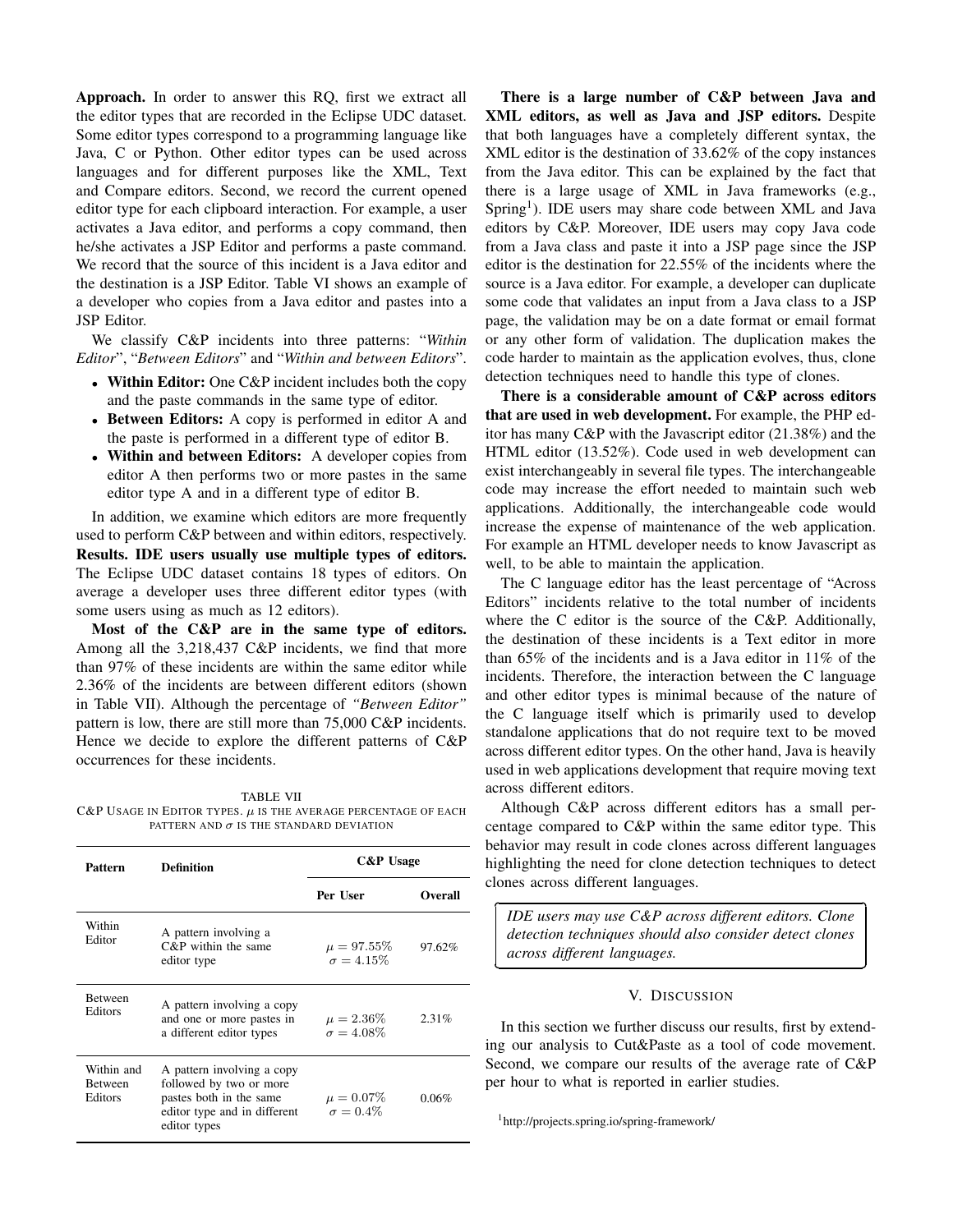**Approach.** In order to answer this RQ, first we extract all the editor types that are recorded in the Eclipse UDC dataset. Some editor types correspond to a programming language like Java, C or Python. Other editor types can be used across languages and for different purposes like the XML, Text and Compare editors. Second, we record the current opened editor type for each clipboard interaction. For example, a user activates a Java editor, and performs a copy command, then he/she activates a JSP Editor and performs a paste command. We record that the source of this incident is a Java editor and the destination is a JSP Editor. Table VI shows an example of a developer who copies from a Java editor and pastes into a JSP Editor.

We classify C&P incidents into three patterns: "*Within Editor*", "*Between Editors*" and "*Within and between Editors*".

- **Within Editor:** One C&P incident includes both the copy and the paste commands in the same type of editor.
- **Between Editors:** A copy is performed in editor A and the paste is performed in a different type of editor B.
- **Within and between Editors:** A developer copies from editor A then performs two or more pastes in the same editor type A and in a different type of editor B.

In addition, we examine which editors are more frequently used to perform C&P between and within editors, respectively.

**Results. IDE users usually use multiple types of editors.** The Eclipse UDC dataset contains 18 types of editors. On average a developer uses three different editor types (with some users using as much as 12 editors).

**Most of the C&P are in the same type of editors.** Among all the 3,218,437 C&P incidents, we find that more than 97% of these incidents are within the same editor while 2.36% of the incidents are between different editors (shown in Table VII). Although the percentage of *"Between Editor"* pattern is low, there are still more than 75,000 C&P incidents. Hence we decide to explore the different patterns of C&P occurrences for these incidents.

TABLE VII
C&P USAGE IN EDITOR TYPES. $\mu$ IS THE AVERAGE PERCENTAGE OF EACH PATTERN AND $\sigma$ IS THE STANDARD DEVIATION

| Pattern | Definition | C&P Usage | |
|---|---|---|---|
| | | Per User | Overall |
| Within Editor | A pattern involving a C&P within the same editor type | $\mu = 97.55\%$ $\sigma = 4.15\%$ | 97.62% |
| Between Editors | A pattern involving a copy and one or more pastes in a different editor types | $\mu = 2.36\%$ $\sigma = 4.08\%$ | 2.31% |
| Within and Between Editors | A pattern involving a copy followed by two or more pastes both in the same editor type and in different editor types | $\mu = 0.07\%$ $\sigma = 0.4\%$ | 0.06% |

**There is a large number of C&P between Java and XML editors, as well as Java and JSP editors.** Despite that both languages have a completely different syntax, the XML editor is the destination of 33.62% of the copy instances from the Java editor. This can be explained by the fact that there is a large usage of XML in Java frameworks (e.g., Spring[1]). IDE users may share code between XML and Java editors by C&P. Moreover, IDE users may copy Java code from a Java class and paste it into a JSP page since the JSP editor is the destination for 22.55% of the incidents where the source is a Java editor. For example, a developer can duplicate some code that validates an input from a Java class to a JSP page, the validation may be on a date format or email format or any other form of validation. The duplication makes the code harder to maintain as the application evolves, thus, clone detection techniques need to handle this type of clones.

**There is a considerable amount of C&P across editors that are used in web development.** For example, the PHP editor has many C&P with the Javascript editor (21.38%) and the HTML editor (13.52%). Code used in web development can exist interchangeably in several file types. The interchangeable code may increase the effort needed to maintain such web applications. Additionally, the interchangeable code would increase the expense of maintenance of the web application. For example an HTML developer needs to know Javascript as well, to be able to maintain the application.

The C language editor has the least percentage of "Across Editors" incidents relative to the total number of incidents where the C editor is the source of the C&P. Additionally, the destination of these incidents is a Text editor in more than 65% of the incidents and is a Java editor in 11% of the incidents. Therefore, the interaction between the C language and other editor types is minimal because of the nature of the C language itself which is primarily used to develop standalone applications that do not require text to be moved across different editor types. On the other hand, Java is heavily used in web applications development that require moving text across different editors.

Although C&P across different editors has a small percentage compared to C&P within the same editor type. This behavior may result in code clones across different languages highlighting the need for clone detection techniques to detect clones across different languages.

> *IDE users may use C&P across different editors. Clone detection techniques should also consider detect clones across different languages.*

## V. DISCUSSION

In this section we further discuss our results, first by extending our analysis to Cut&Paste as a tool of code movement. Second, we compare our results of the average rate of C&P per hour to what is reported in earlier studies.

[1] http://projects.spring.io/spring-framework/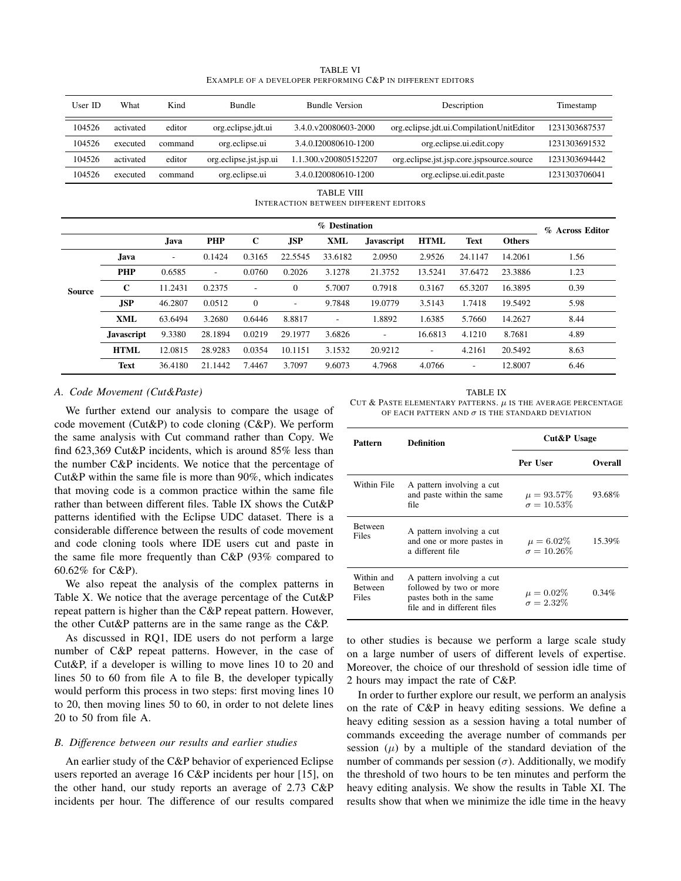TABLE VI
EXAMPLE OF A DEVELOPER PERFORMING C&P IN DIFFERENT EDITORS

| User ID | What | Kind | Bundle | Bundle Version | Description | Timestamp |
|---|---|---|---|---|---|---|
| 104526 | activated | editor | org.eclipse.jdt.ui | 3.4.0.v20080603-2000 | org.eclipse.jdt.ui.CompilationUnitEditor | 1231303687537 |
| 104526 | executed | command | org.eclipse.ui | 3.4.0.I20080610-1200 | org.eclipse.ui.edit.copy | 1231303691532 |
| 104526 | activated | editor | org.eclipse.jst.jsp.ui | 1.1.300.v200805152207 | org.eclipse.jst.jsp.core.jspsource.source | 1231303694442 |
| 104526 | executed | command | org.eclipse.ui | 3.4.0.I20080610-1200 | org.eclipse.ui.edit.paste | 1231303706041 |

TABLE VIII
INTERACTION BETWEEN DIFFERENT EDITORS

| | | % Destination | | | | | | | | | % Across Editor |
|---|---|---|---|---|---|---|---|---|---|---|---|
| | | **Java** | **PHP** | **C** | **JSP** | **XML** | **Javascript** | **HTML** | **Text** | **Others** | |
| **Source** | **Java** | - | 0.1424 | 0.3165 | 22.5545 | 33.6182 | 2.0950 | 2.9526 | 24.1147 | 14.2061 | 1.56 |
| | **PHP** | 0.6585 | - | 0.0760 | 0.2026 | 3.1278 | 21.3752 | 13.5241 | 37.6472 | 23.3886 | 1.23 |
| | **C** | 11.2431 | 0.2375 | - | 0 | 5.7007 | 0.7918 | 0.3167 | 65.3207 | 16.3895 | 0.39 |
| | **JSP** | 46.2807 | 0.0512 | 0 | - | 9.7848 | 19.0779 | 3.5143 | 1.7418 | 19.5492 | 5.98 |
| | **XML** | 63.6494 | 3.2680 | 0.6446 | 8.8817 | - | 1.8892 | 1.6385 | 5.7660 | 14.2627 | 8.44 |
| | **Javascript** | 9.3380 | 28.1894 | 0.0219 | 29.1977 | 3.6826 | - | 16.6813 | 4.1210 | 8.7681 | 4.89 |
| | **HTML** | 12.0815 | 28.9283 | 0.0354 | 10.1151 | 3.1532 | 20.9212 | - | 4.2161 | 20.5492 | 8.63 |
| | **Text** | 36.4180 | 21.1442 | 7.4467 | 3.7097 | 9.6073 | 4.7968 | 4.0766 | - | 12.8007 | 6.46 |

### A. Code Movement (Cut&Paste)

We further extend our analysis to compare the usage of code movement (Cut&P) to code cloning (C&P). We perform the same analysis with Cut command rather than Copy. We find 623,369 Cut&P incidents, which is around 85% less than the number C&P incidents. We notice that the percentage of Cut&P within the same file is more than 90%, which indicates that moving code is a common practice within the same file rather than between different files. Table IX shows the Cut&P patterns identified with the Eclipse UDC dataset. There is a considerable difference between the results of code movement and code cloning tools where IDE users cut and paste in the same file more frequently than C&P (93% compared to 60.62% for C&P).

We also repeat the analysis of the complex patterns in Table X. We notice that the average percentage of the Cut&P repeat pattern is higher than the C&P repeat pattern. However, the other Cut&P patterns are in the same range as the C&P.

As discussed in RQ1, IDE users do not perform a large number of C&P repeat patterns. However, in the case of Cut&P, if a developer is willing to move lines 10 to 20 and lines 50 to 60 from file A to file B, the developer typically would perform this process in two steps: first moving lines 10 to 20, then moving lines 50 to 60, in order to not delete lines 20 to 50 from file A.

TABLE IX
CUT & PASTE ELEMENTARY PATTERNS. $\mu$ IS THE AVERAGE PERCENTAGE OF EACH PATTERN AND $\sigma$ IS THE STANDARD DEVIATION

| Pattern | Definition | Cut&P Usage | |
|---|---|---|---|
| | | **Per User** | **Overall** |
| Within File | A pattern involving a cut and paste within the same file | $\mu = 93.57\%$ $\sigma = 10.53\%$ | 93.68% |
| Between Files | A pattern involving a cut and one or more pastes in a different file | $\mu = 6.02\%$ $\sigma = 10.26\%$ | 15.39% |
| Within and Between Files | A pattern involving a cut followed by two or more pastes both in the same file and in different files | $\mu = 0.02\%$ $\sigma = 2.32\%$ | 0.34% |

### B. Difference between our results and earlier studies

An earlier study of the C&P behavior of experienced Eclipse users reported an average 16 C&P incidents per hour [15], on the other hand, our study reports an average of 2.73 C&P incidents per hour. The difference of our results compared to other studies is because we perform a large scale study on a large number of users of different levels of expertise. Moreover, the choice of our threshold of session idle time of 2 hours may impact the rate of C&P.

In order to further explore our result, we perform an analysis on the rate of C&P in heavy editing sessions. We define a heavy editing session as a session having a total number of commands exceeding the average number of commands per session ($\mu$) by a multiple of the standard deviation of the number of commands per session ($\sigma$). Additionally, we modify the threshold of two hours to be ten minutes and perform the heavy editing analysis. We show the results in Table XI. The results show that when we minimize the idle time in the heavy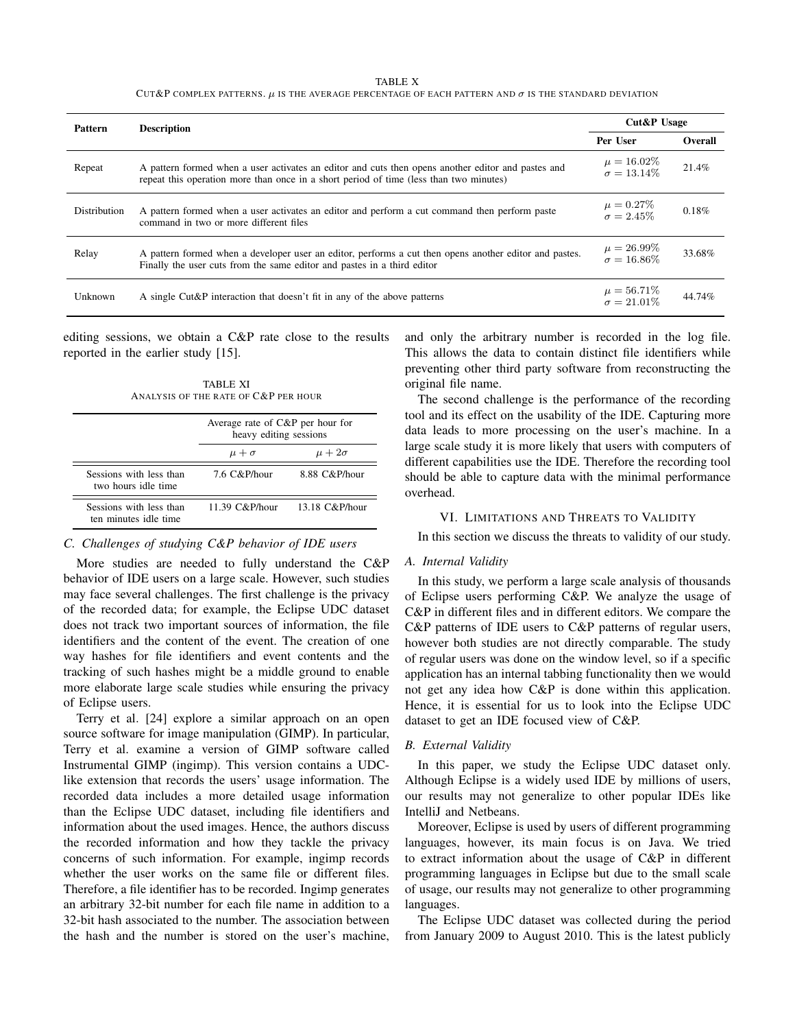TABLE X

CUT&P COMPLEX PATTERNS. $\mu$ IS THE AVERAGE PERCENTAGE OF EACH PATTERN AND $\sigma$ IS THE STANDARD DEVIATION

| Pattern | Description | Cut&P Usage | |
|---|---|---|---|
| | | Per User | Overall |
| Repeat | A pattern formed when a user activates an editor and cuts then opens another editor and pastes and repeat this operation more than once in a short period of time (less than two minutes) | $\mu = 16.02\%$ $\sigma = 13.14\%$ | 21.4% |
| Distribution | A pattern formed when a user activates an editor and perform a cut command then perform paste command in two or more different files | $\mu = 0.27\%$ $\sigma = 2.45\%$ | 0.18% |
| Relay | A pattern formed when a developer user an editor, performs a cut then opens another editor and pastes. Finally the user cuts from the same editor and pastes in a third editor | $\mu = 26.99\%$ $\sigma = 16.86\%$ | 33.68% |
| Unknown | A single Cut&P interaction that doesn't fit in any of the above patterns | $\mu = 56.71\%$ $\sigma = 21.01\%$ | 44.74% |

editing sessions, we obtain a C&P rate close to the results reported in the earlier study [15].

TABLE XI

ANALYSIS OF THE RATE OF C&P PER HOUR

| | Average rate of C&P per hour for heavy editing sessions | |
|---|---|---|
| | $\mu + \sigma$ | $\mu + 2\sigma$ |
| Sessions with less than two hours idle time | 7.6 C&P/hour | 8.88 C&P/hour |
| Sessions with less than ten minutes idle time | 11.39 C&P/hour | 13.18 C&P/hour |

### *C. Challenges of studying C&P behavior of IDE users*

More studies are needed to fully understand the C&P behavior of IDE users on a large scale. However, such studies may face several challenges. The first challenge is the privacy of the recorded data; for example, the Eclipse UDC dataset does not track two important sources of information, the file identifiers and the content of the event. The creation of one way hashes for file identifiers and event contents and the tracking of such hashes might be a middle ground to enable more elaborate large scale studies while ensuring the privacy of Eclipse users.

Terry et al. [24] explore a similar approach on an open source software for image manipulation (GIMP). In particular, Terry et al. examine a version of GIMP software called Instrumental GIMP (ingimp). This version contains a UDC-like extension that records the users' usage information. The recorded data includes a more detailed usage information than the Eclipse UDC dataset, including file identifiers and information about the used images. Hence, the authors discuss the recorded information and how they tackle the privacy concerns of such information. For example, ingimp records whether the user works on the same file or different files. Therefore, a file identifier has to be recorded. Ingimp generates an arbitrary 32-bit number for each file name in addition to a 32-bit hash associated to the number. The association between the hash and the number is stored on the user's machine, and only the arbitrary number is recorded in the log file. This allows the data to contain distinct file identifiers while preventing other third party software from reconstructing the original file name.

The second challenge is the performance of the recording tool and its effect on the usability of the IDE. Capturing more data leads to more processing on the user's machine. In a large scale study it is more likely that users with computers of different capabilities use the IDE. Therefore the recording tool should be able to capture data with the minimal performance overhead.

## VI. LIMITATIONS AND THREATS TO VALIDITY

In this section we discuss the threats to validity of our study.

### *A. Internal Validity*

In this study, we perform a large scale analysis of thousands of Eclipse users performing C&P. We analyze the usage of C&P in different files and in different editors. We compare the C&P patterns of IDE users to C&P patterns of regular users, however both studies are not directly comparable. The study of regular users was done on the window level, so if a specific application has an internal tabbing functionality then we would not get any idea how C&P is done within this application. Hence, it is essential for us to look into the Eclipse UDC dataset to get an IDE focused view of C&P.

### *B. External Validity*

In this paper, we study the Eclipse UDC dataset only. Although Eclipse is a widely used IDE by millions of users, our results may not generalize to other popular IDEs like IntelliJ and Netbeans.

Moreover, Eclipse is used by users of different programming languages, however, its main focus is on Java. We tried to extract information about the usage of C&P in different programming languages in Eclipse but due to the small scale of usage, our results may not generalize to other programming languages.

The Eclipse UDC dataset was collected during the period from January 2009 to August 2010. This is the latest publicly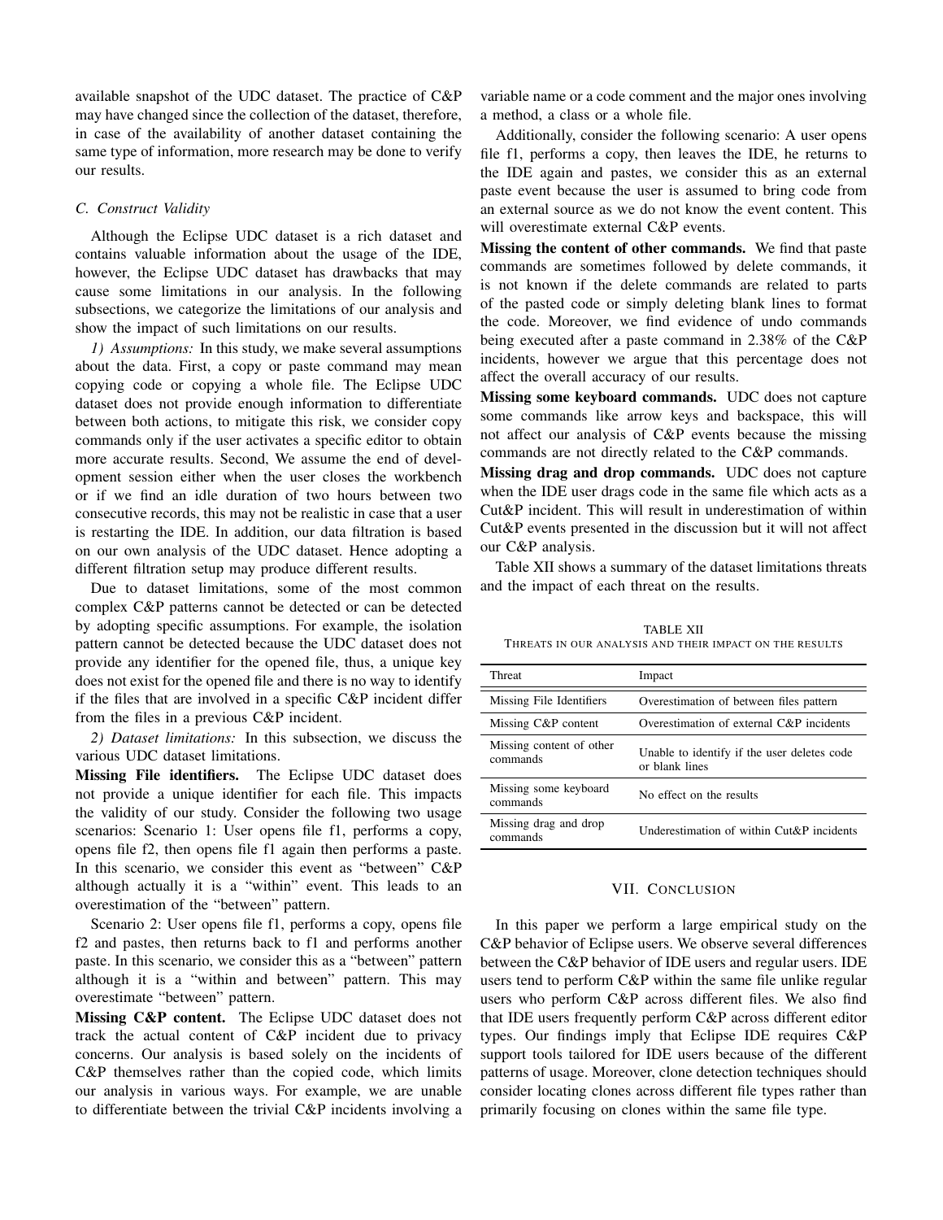available snapshot of the UDC dataset. The practice of C&P may have changed since the collection of the dataset, therefore, in case of the availability of another dataset containing the same type of information, more research may be done to verify our results.

### C. Construct Validity

Although the Eclipse UDC dataset is a rich dataset and contains valuable information about the usage of the IDE, however, the Eclipse UDC dataset has drawbacks that may cause some limitations in our analysis. In the following subsections, we categorize the limitations of our analysis and show the impact of such limitations on our results.

*1) Assumptions:* In this study, we make several assumptions about the data. First, a copy or paste command may mean copying code or copying a whole file. The Eclipse UDC dataset does not provide enough information to differentiate between both actions, to mitigate this risk, we consider copy commands only if the user activates a specific editor to obtain more accurate results. Second, We assume the end of development session either when the user closes the workbench or if we find an idle duration of two hours between two consecutive records, this may not be realistic in case that a user is restarting the IDE. In addition, our data filtration is based on our own analysis of the UDC dataset. Hence adopting a different filtration setup may produce different results.

Due to dataset limitations, some of the most common complex C&P patterns cannot be detected or can be detected by adopting specific assumptions. For example, the isolation pattern cannot be detected because the UDC dataset does not provide any identifier for the opened file, thus, a unique key does not exist for the opened file and there is no way to identify if the files that are involved in a specific C&P incident differ from the files in a previous C&P incident.

*2) Dataset limitations:* In this subsection, we discuss the various UDC dataset limitations.

**Missing File identifiers.** The Eclipse UDC dataset does not provide a unique identifier for each file. This impacts the validity of our study. Consider the following two usage scenarios: Scenario 1: User opens file f1, performs a copy, opens file f2, then opens file f1 again then performs a paste. In this scenario, we consider this event as "between" C&P although actually it is a "within" event. This leads to an overestimation of the "between" pattern.

Scenario 2: User opens file f1, performs a copy, opens file f2 and pastes, then returns back to f1 and performs another paste. In this scenario, we consider this as a "between" pattern although it is a "within and between" pattern. This may overestimate "between" pattern.

**Missing C&P content.** The Eclipse UDC dataset does not track the actual content of C&P incident due to privacy concerns. Our analysis is based solely on the incidents of C&P themselves rather than the copied code, which limits our analysis in various ways. For example, we are unable to differentiate between the trivial C&P incidents involving a variable name or a code comment and the major ones involving a method, a class or a whole file.

Additionally, consider the following scenario: A user opens file f1, performs a copy, then leaves the IDE, he returns to the IDE again and pastes, we consider this as an external paste event because the user is assumed to bring code from an external source as we do not know the event content. This will overestimate external C&P events.

**Missing the content of other commands.** We find that paste commands are sometimes followed by delete commands, it is not known if the delete commands are related to parts of the pasted code or simply deleting blank lines to format the code. Moreover, we find evidence of undo commands being executed after a paste command in 2.38% of the C&P incidents, however we argue that this percentage does not affect the overall accuracy of our results.

**Missing some keyboard commands.** UDC does not capture some commands like arrow keys and backspace, this will not affect our analysis of C&P events because the missing commands are not directly related to the C&P commands.

**Missing drag and drop commands.** UDC does not capture when the IDE user drags code in the same file which acts as a Cut&P incident. This will result in underestimation of within Cut&P events presented in the discussion but it will not affect our C&P analysis.

Table XII shows a summary of the dataset limitations threats and the impact of each threat on the results.

TABLE XII
THREATS IN OUR ANALYSIS AND THEIR IMPACT ON THE RESULTS

| Threat | Impact |
|---|---|
| Missing File Identifiers | Overestimation of between files pattern |
| Missing C&P content | Overestimation of external C&P incidents |
| Missing content of other commands | Unable to identify if the user deletes code or blank lines |
| Missing some keyboard commands | No effect on the results |
| Missing drag and drop commands | Underestimation of within Cut&P incidents |

## VII. Conclusion

In this paper we perform a large empirical study on the C&P behavior of Eclipse users. We observe several differences between the C&P behavior of IDE users and regular users. IDE users tend to perform C&P within the same file unlike regular users who perform C&P across different files. We also find that IDE users frequently perform C&P across different editor types. Our findings imply that Eclipse IDE requires C&P support tools tailored for IDE users because of the different patterns of usage. Moreover, clone detection techniques should consider locating clones across different file types rather than primarily focusing on clones within the same file type.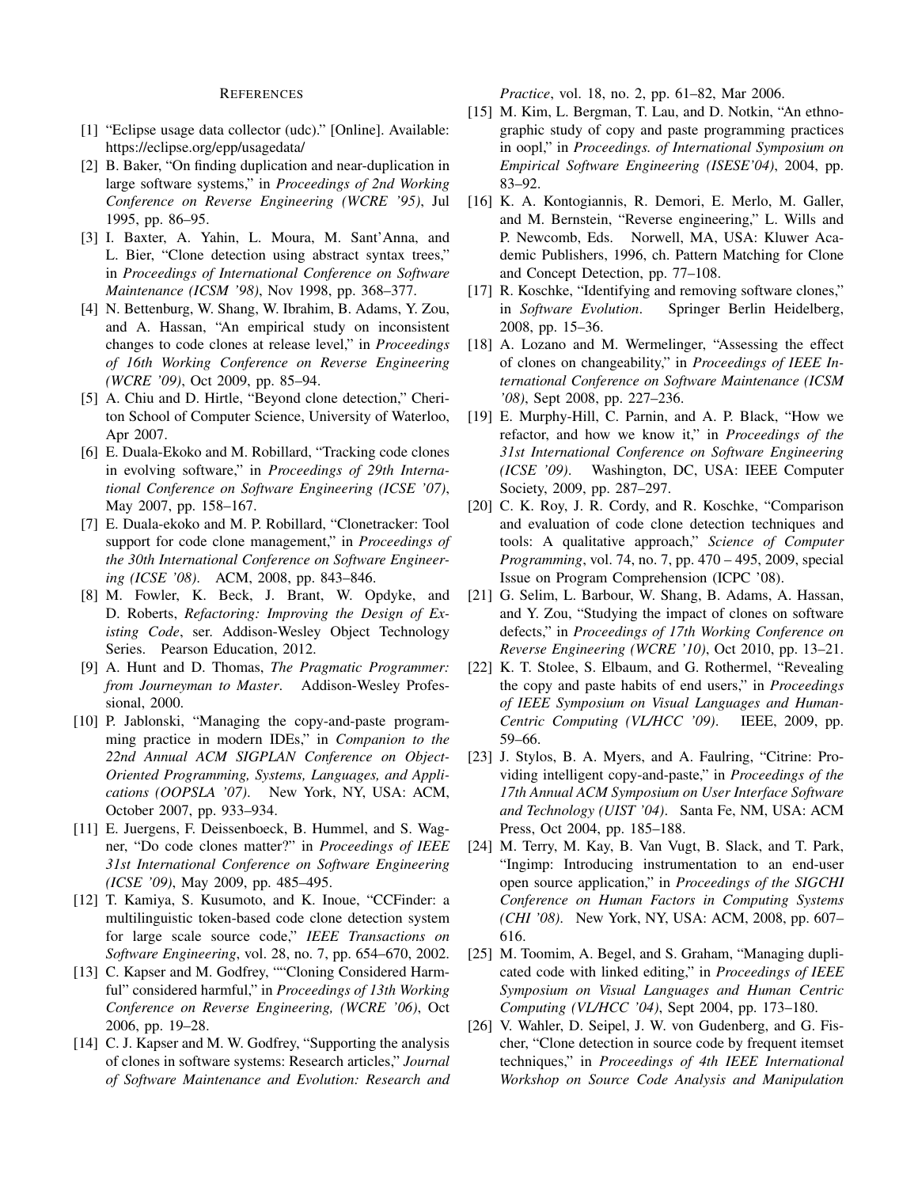## REFERENCES

[1] "Eclipse usage data collector (udc)." [Online]. Available: https://eclipse.org/epp/usagedata/

[2] B. Baker, "On finding duplication and near-duplication in large software systems," in *Proceedings of 2nd Working Conference on Reverse Engineering (WCRE '95)*, Jul 1995, pp. 86–95.

[3] I. Baxter, A. Yahin, L. Moura, M. Sant'Anna, and L. Bier, "Clone detection using abstract syntax trees," in *Proceedings of International Conference on Software Maintenance (ICSM '98)*, Nov 1998, pp. 368–377.

[4] N. Bettenburg, W. Shang, W. Ibrahim, B. Adams, Y. Zou, and A. Hassan, "An empirical study on inconsistent changes to code clones at release level," in *Proceedings of 16th Working Conference on Reverse Engineering (WCRE '09)*, Oct 2009, pp. 85–94.

[5] A. Chiu and D. Hirtle, "Beyond clone detection," Cheriton School of Computer Science, University of Waterloo, Apr 2007.

[6] E. Duala-Ekoko and M. Robillard, "Tracking code clones in evolving software," in *Proceedings of 29th International Conference on Software Engineering (ICSE '07)*, May 2007, pp. 158–167.

[7] E. Duala-ekoko and M. P. Robillard, "Clonetracker: Tool support for code clone management," in *Proceedings of the 30th International Conference on Software Engineering (ICSE '08)*. ACM, 2008, pp. 843–846.

[8] M. Fowler, K. Beck, J. Brant, W. Opdyke, and D. Roberts, *Refactoring: Improving the Design of Existing Code*, ser. Addison-Wesley Object Technology Series. Pearson Education, 2012.

[9] A. Hunt and D. Thomas, *The Pragmatic Programmer: from Journeyman to Master*. Addison-Wesley Professional, 2000.

[10] P. Jablonski, "Managing the copy-and-paste programming practice in modern IDEs," in *Companion to the 22nd Annual ACM SIGPLAN Conference on Object-Oriented Programming, Systems, Languages, and Applications (OOPSLA '07)*. New York, NY, USA: ACM, October 2007, pp. 933–934.

[11] E. Juergens, F. Deissenboeck, B. Hummel, and S. Wagner, "Do code clones matter?" in *Proceedings of IEEE 31st International Conference on Software Engineering (ICSE '09)*, May 2009, pp. 485–495.

[12] T. Kamiya, S. Kusumoto, and K. Inoue, "CCFinder: a multilinguistic token-based code clone detection system for large scale source code," *IEEE Transactions on Software Engineering*, vol. 28, no. 7, pp. 654–670, 2002.

[13] C. Kapser and M. Godfrey, ""Cloning Considered Harmful" considered harmful," in *Proceedings of 13th Working Conference on Reverse Engineering, (WCRE '06)*, Oct 2006, pp. 19–28.

[14] C. J. Kapser and M. W. Godfrey, "Supporting the analysis of clones in software systems: Research articles," *Journal of Software Maintenance and Evolution: Research and Practice*, vol. 18, no. 2, pp. 61–82, Mar 2006.

[15] M. Kim, L. Bergman, T. Lau, and D. Notkin, "An ethnographic study of copy and paste programming practices in oopl," in *Proceedings. of International Symposium on Empirical Software Engineering (ISESE'04)*, 2004, pp. 83–92.

[16] K. A. Kontogiannis, R. Demori, E. Merlo, M. Galler, and M. Bernstein, "Reverse engineering," L. Wills and P. Newcomb, Eds. Norwell, MA, USA: Kluwer Academic Publishers, 1996, ch. Pattern Matching for Clone and Concept Detection, pp. 77–108.

[17] R. Koschke, "Identifying and removing software clones," in *Software Evolution*. Springer Berlin Heidelberg, 2008, pp. 15–36.

[18] A. Lozano and M. Wermelinger, "Assessing the effect of clones on changeability," in *Proceedings of IEEE International Conference on Software Maintenance (ICSM '08)*, Sept 2008, pp. 227–236.

[19] E. Murphy-Hill, C. Parnin, and A. P. Black, "How we refactor, and how we know it," in *Proceedings of the 31st International Conference on Software Engineering (ICSE '09)*. Washington, DC, USA: IEEE Computer Society, 2009, pp. 287–297.

[20] C. K. Roy, J. R. Cordy, and R. Koschke, "Comparison and evaluation of code clone detection techniques and tools: A qualitative approach," *Science of Computer Programming*, vol. 74, no. 7, pp. 470 – 495, 2009, special Issue on Program Comprehension (ICPC '08).

[21] G. Selim, L. Barbour, W. Shang, B. Adams, A. Hassan, and Y. Zou, "Studying the impact of clones on software defects," in *Proceedings of 17th Working Conference on Reverse Engineering (WCRE '10)*, Oct 2010, pp. 13–21.

[22] K. T. Stolee, S. Elbaum, and G. Rothermel, "Revealing the copy and paste habits of end users," in *Proceedings of IEEE Symposium on Visual Languages and Human-Centric Computing (VL/HCC '09)*. IEEE, 2009, pp. 59–66.

[23] J. Stylos, B. A. Myers, and A. Faulring, "Citrine: Providing intelligent copy-and-paste," in *Proceedings of the 17th Annual ACM Symposium on User Interface Software and Technology (UIST '04)*. Santa Fe, NM, USA: ACM Press, Oct 2004, pp. 185–188.

[24] M. Terry, M. Kay, B. Van Vugt, B. Slack, and T. Park, "Ingimp: Introducing instrumentation to an end-user open source application," in *Proceedings of the SIGCHI Conference on Human Factors in Computing Systems (CHI '08)*. New York, NY, USA: ACM, 2008, pp. 607–616.

[25] M. Toomim, A. Begel, and S. Graham, "Managing duplicated code with linked editing," in *Proceedings of IEEE Symposium on Visual Languages and Human Centric Computing (VL/HCC '04)*, Sept 2004, pp. 173–180.

[26] V. Wahler, D. Seipel, J. W. von Gudenberg, and G. Fischer, "Clone detection in source code by frequent itemset techniques," in *Proceedings of 4th IEEE International Workshop on Source Code Analysis and Manipulation*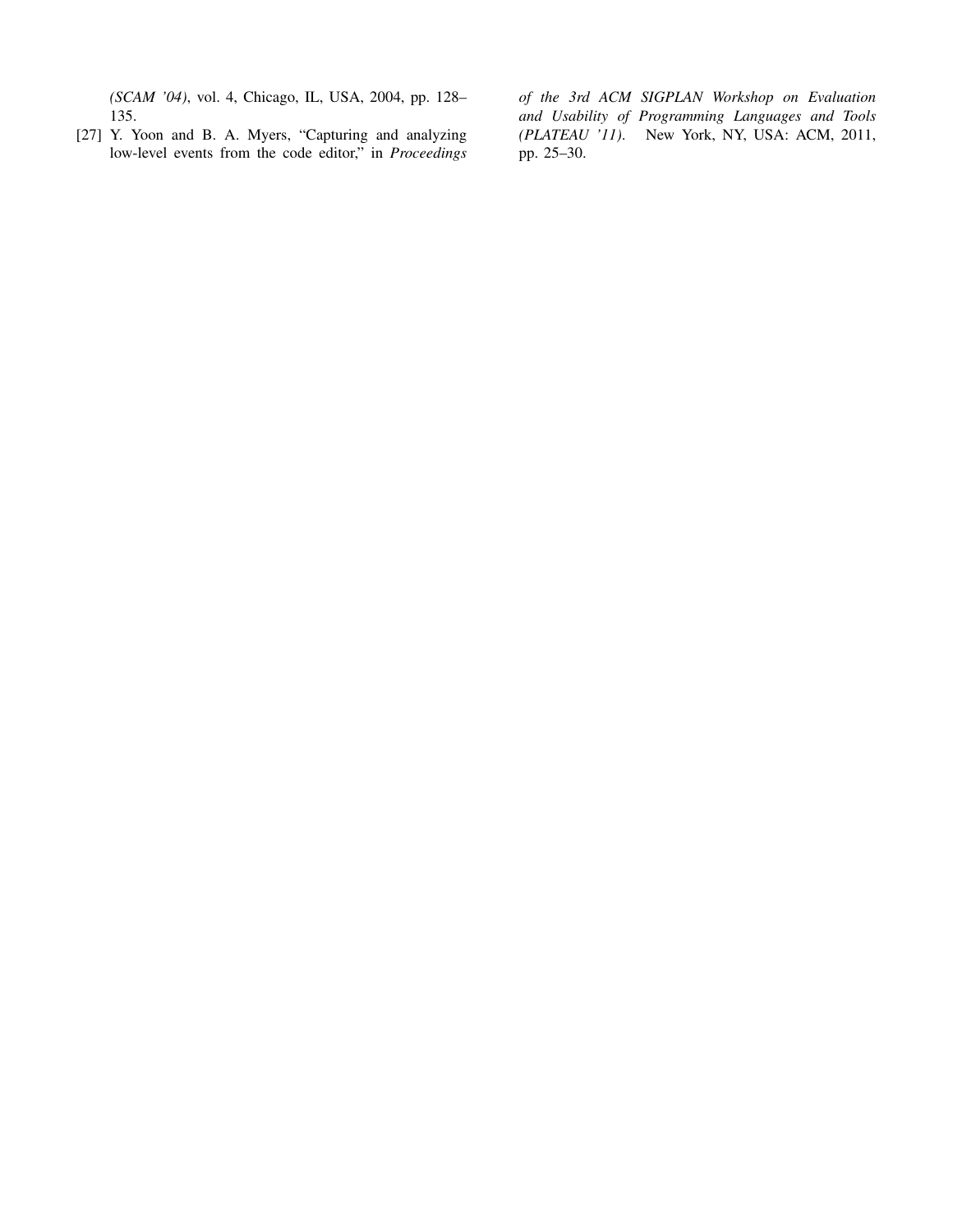*(SCAM '04)*, vol. 4, Chicago, IL, USA, 2004, pp. 128–135.

[27] Y. Yoon and B. A. Myers, "Capturing and analyzing low-level events from the code editor," in *Proceedings of the 3rd ACM SIGPLAN Workshop on Evaluation and Usability of Programming Languages and Tools (PLATEAU '11)*. New York, NY, USA: ACM, 2011, pp. 25–30.